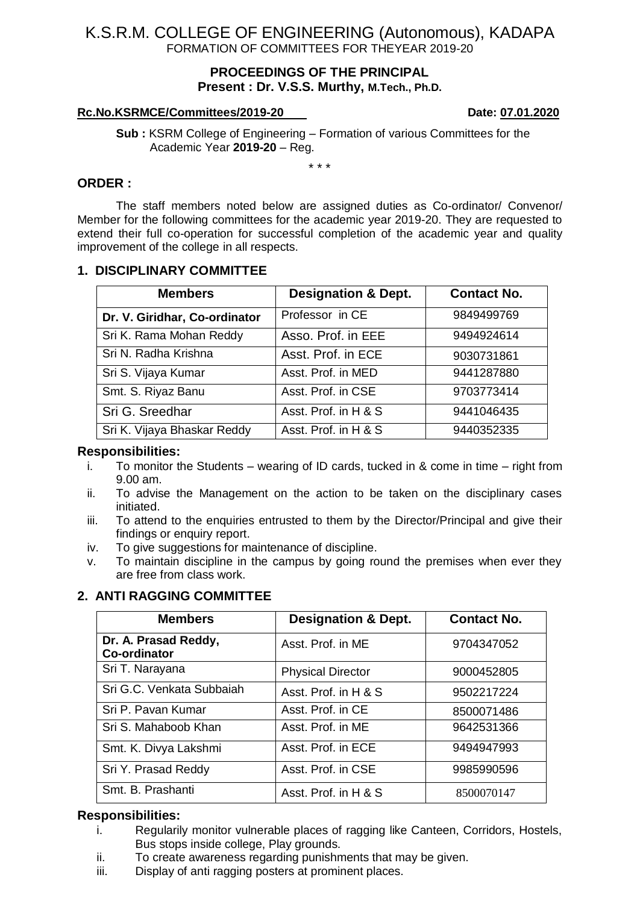# K.S.R.M. COLLEGE OF ENGINEERING (Autonomous), KADAPA

FORMATION OF COMMITTEES FOR THEYEAR 2019-20

## PROCEEDINGS OF THE PRINCIPAL

**Present : Dr. V.S.S. Murthy, M.Tech., Ph.D.**

**Rc.No.KSRMCE/Committees/2019-20** **Date: 07.01.2020**

**Sub :** KSRM College of Engineering – Formation of various Committees for the Academic Year **2019-20** – Reg.

\* \* \*

**ORDER :**

The staff members noted below are assigned duties as Co-ordinator/ Convenor/ Member for the following committees for the academic year 2019-20. They are requested to extend their full co-operation for successful completion of the academic year and quality improvement of the college in all respects.

## 1. DISCIPLINARY COMMITTEE

| Members | Designation & Dept. | Contact No. |
|---|---|---|
| **Dr. V. Giridhar, Co-ordinator** | Professor in CE | 9849499769 |
| Sri K. Rama Mohan Reddy | Asso. Prof. in EEE | 9494924614 |
| Sri N. Radha Krishna | Asst. Prof. in ECE | 9030731861 |
| Sri S. Vijaya Kumar | Asst. Prof. in MED | 9441287880 |
| Smt. S. Riyaz Banu | Asst. Prof. in CSE | 9703773414 |
| Sri G. Sreedhar | Asst. Prof. in H & S | 9441046435 |
| Sri K. Vijaya Bhaskar Reddy | Asst. Prof. in H & S | 9440352335 |

**Responsibilities:**

i. To monitor the Students – wearing of ID cards, tucked in & come in time – right from 9.00 am.
ii. To advise the Management on the action to be taken on the disciplinary cases initiated.
iii. To attend to the enquiries entrusted to them by the Director/Principal and give their findings or enquiry report.
iv. To give suggestions for maintenance of discipline.
v. To maintain discipline in the campus by going round the premises when ever they are free from class work.

## 2. ANTI RAGGING COMMITTEE

| Members | Designation & Dept. | Contact No. |
|---|---|---|
| **Dr. A. Prasad Reddy, Co-ordinator** | Asst. Prof. in ME | 9704347052 |
| Sri T. Narayana | Physical Director | 9000452805 |
| Sri G.C. Venkata Subbaiah | Asst. Prof. in H & S | 9502217224 |
| Sri P. Pavan Kumar | Asst. Prof. in CE | 8500071486 |
| Sri S. Mahaboob Khan | Asst. Prof. in ME | 9642531366 |
| Smt. K. Divya Lakshmi | Asst. Prof. in ECE | 9494947993 |
| Sri Y. Prasad Reddy | Asst. Prof. in CSE | 9985990596 |
| Smt. B. Prashanti | Asst. Prof. in H & S | 8500070147 |

**Responsibilities:**

i. Regularly monitor vulnerable places of ragging like Canteen, Corridors, Hostels, Bus stops inside college, Play grounds.
ii. To create awareness regarding punishments that may be given.
iii. Display of anti ragging posters at prominent places.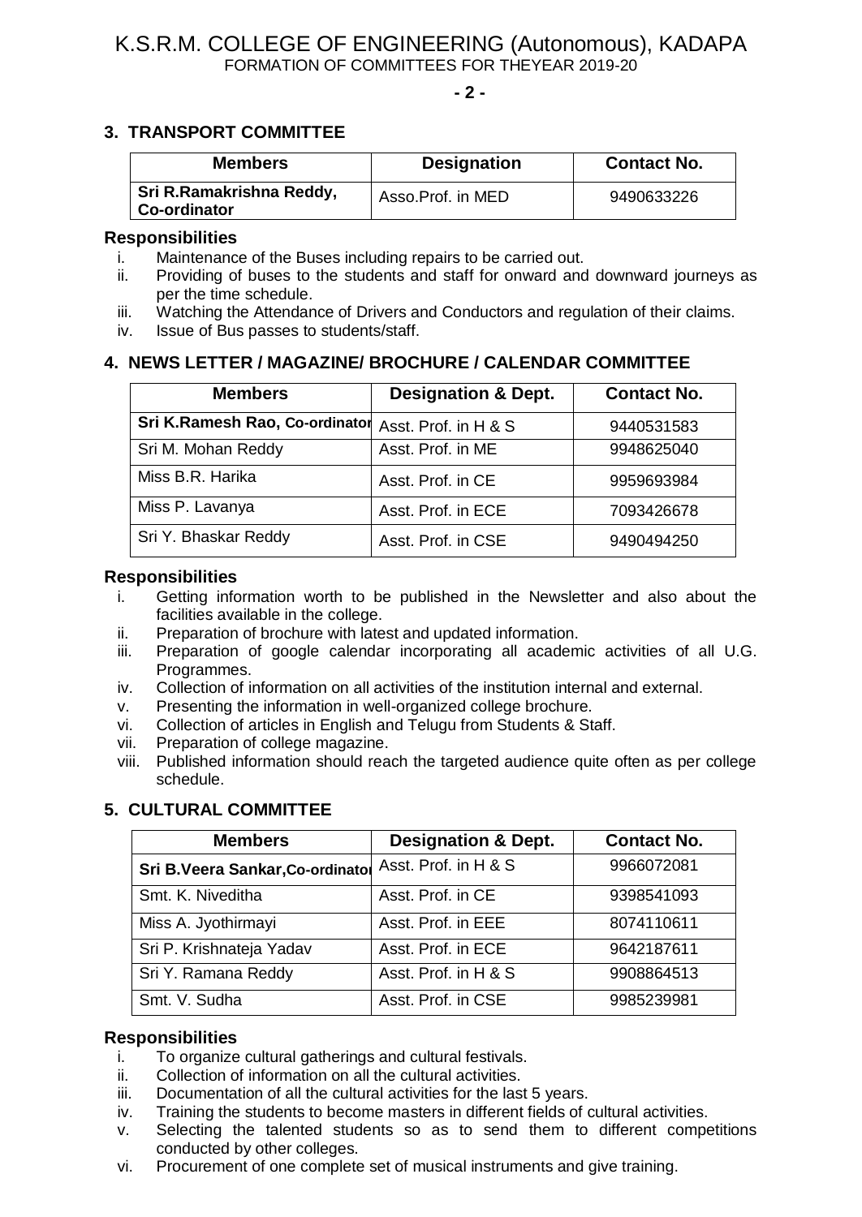## 3. TRANSPORT COMMITTEE

| Members | Designation | Contact No. |
|---|---|---|
| **Sri R.Ramakrishna Reddy, Co-ordinator** | Asso.Prof. in MED | 9490633226 |

### Responsibilities

i. Maintenance of the Buses including repairs to be carried out.
ii. Providing of buses to the students and staff for onward and downward journeys as per the time schedule.
iii. Watching the Attendance of Drivers and Conductors and regulation of their claims.
iv. Issue of Bus passes to students/staff.

## 4. NEWS LETTER / MAGAZINE/ BROCHURE / CALENDAR COMMITTEE

| Members | Designation & Dept. | Contact No. |
|---|---|---|
| **Sri K.Ramesh Rao, Co-ordinator** | Asst. Prof. in H & S | 9440531583 |
| Sri M. Mohan Reddy | Asst. Prof. in ME | 9948625040 |
| Miss B.R. Harika | Asst. Prof. in CE | 9959693984 |
| Miss P. Lavanya | Asst. Prof. in ECE | 7093426678 |
| Sri Y. Bhaskar Reddy | Asst. Prof. in CSE | 9490494250 |

### Responsibilities

i. Getting information worth to be published in the Newsletter and also about the facilities available in the college.
ii. Preparation of brochure with latest and updated information.
iii. Preparation of google calendar incorporating all academic activities of all U.G. Programmes.
iv. Collection of information on all activities of the institution internal and external.
v. Presenting the information in well-organized college brochure.
vi. Collection of articles in English and Telugu from Students & Staff.
vii. Preparation of college magazine.
viii. Published information should reach the targeted audience quite often as per college schedule.

## 5. CULTURAL COMMITTEE

| Members | Designation & Dept. | Contact No. |
|---|---|---|
| **Sri B.Veera Sankar,Co-ordinator** | Asst. Prof. in H & S | 9966072081 |
| Smt. K. Niveditha | Asst. Prof. in CE | 9398541093 |
| Miss A. Jyothirmayi | Asst. Prof. in EEE | 8074110611 |
| Sri P. Krishnateja Yadav | Asst. Prof. in ECE | 9642187611 |
| Sri Y. Ramana Reddy | Asst. Prof. in H & S | 9908864513 |
| Smt. V. Sudha | Asst. Prof. in CSE | 9985239981 |

### Responsibilities

i. To organize cultural gatherings and cultural festivals.
ii. Collection of information on all the cultural activities.
iii. Documentation of all the cultural activities for the last 5 years.
iv. Training the students to become masters in different fields of cultural activities.
v. Selecting the talented students so as to send them to different competitions conducted by other colleges.
vi. Procurement of one complete set of musical instruments and give training.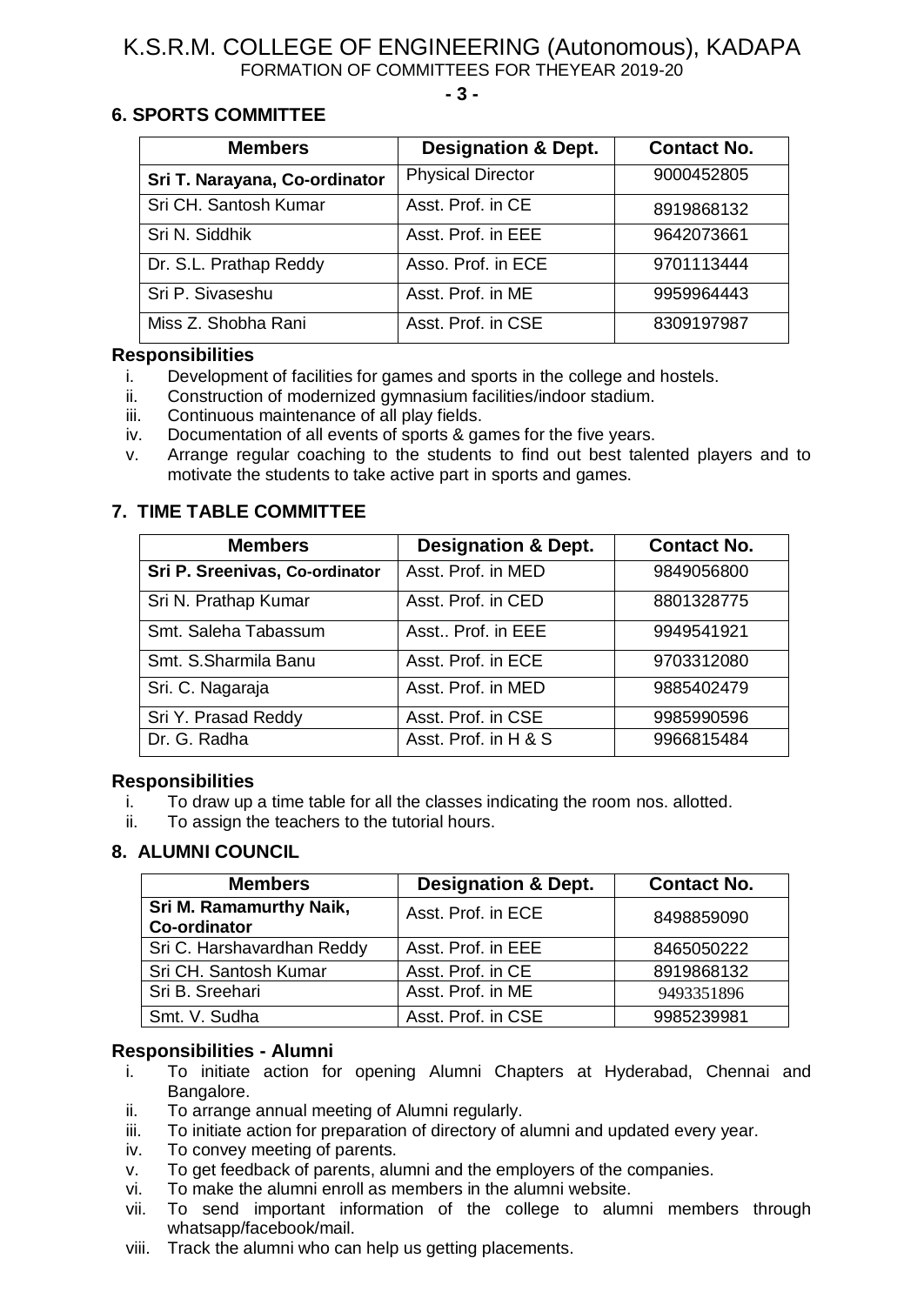## 6. SPORTS COMMITTEE

| Members | Designation & Dept. | Contact No. |
|---|---|---|
| **Sri T. Narayana, Co-ordinator** | Physical Director | 9000452805 |
| Sri CH. Santosh Kumar | Asst. Prof. in CE | 8919868132 |
| Sri N. Siddhik | Asst. Prof. in EEE | 9642073661 |
| Dr. S.L. Prathap Reddy | Asso. Prof. in ECE | 9701113444 |
| Sri P. Sivaseshu | Asst. Prof. in ME | 9959964443 |
| Miss Z. Shobha Rani | Asst. Prof. in CSE | 8309197987 |

### Responsibilities

- i. Development of facilities for games and sports in the college and hostels.
- ii. Construction of modernized gymnasium facilities/indoor stadium.
- iii. Continuous maintenance of all play fields.
- iv. Documentation of all events of sports & games for the five years.
- v. Arrange regular coaching to the students to find out best talented players and to motivate the students to take active part in sports and games.

## 7. TIME TABLE COMMITTEE

| Members | Designation & Dept. | Contact No. |
|---|---|---|
| **Sri P. Sreenivas, Co-ordinator** | Asst. Prof. in MED | 9849056800 |
| Sri N. Prathap Kumar | Asst. Prof. in CED | 8801328775 |
| Smt. Saleha Tabassum | Asst.. Prof. in EEE | 9949541921 |
| Smt. S.Sharmila Banu | Asst. Prof. in ECE | 9703312080 |
| Sri. C. Nagaraja | Asst. Prof. in MED | 9885402479 |
| Sri Y. Prasad Reddy | Asst. Prof. in CSE | 9985990596 |
| Dr. G. Radha | Asst. Prof. in H & S | 9966815484 |

### Responsibilities

- i. To draw up a time table for all the classes indicating the room nos. allotted.
- ii. To assign the teachers to the tutorial hours.

## 8. ALUMNI COUNCIL

| Members | Designation & Dept. | Contact No. |
|---|---|---|
| **Sri M. Ramamurthy Naik, Co-ordinator** | Asst. Prof. in ECE | 8498859090 |
| Sri C. Harshavardhan Reddy | Asst. Prof. in EEE | 8465050222 |
| Sri CH. Santosh Kumar | Asst. Prof. in CE | 8919868132 |
| Sri B. Sreehari | Asst. Prof. in ME | 9493351896 |
| Smt. V. Sudha | Asst. Prof. in CSE | 9985239981 |

### Responsibilities - Alumni

- i. To initiate action for opening Alumni Chapters at Hyderabad, Chennai and Bangalore.
- ii. To arrange annual meeting of Alumni regularly.
- iii. To initiate action for preparation of directory of alumni and updated every year.
- iv. To convey meeting of parents.
- v. To get feedback of parents, alumni and the employers of the companies.
- vi. To make the alumni enroll as members in the alumni website.
- vii. To send important information of the college to alumni members through whatsapp/facebook/mail.
- viii. Track the alumni who can help us getting placements.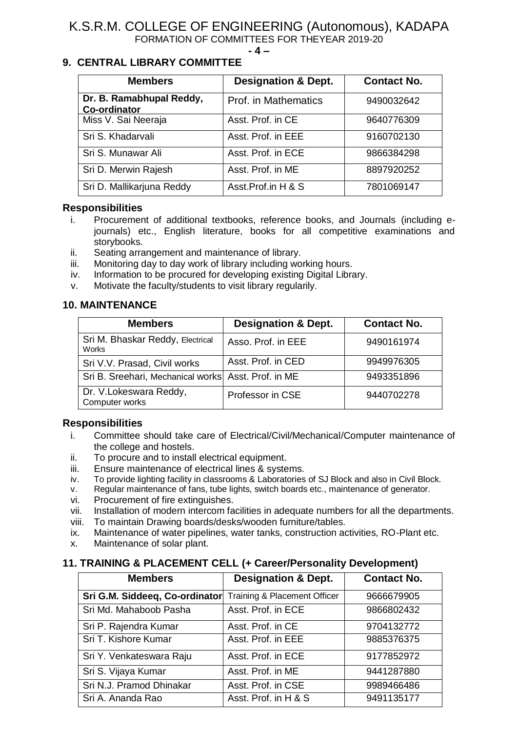## 9. CENTRAL LIBRARY COMMITTEE

| Members | Designation & Dept. | Contact No. |
|---|---|---|
| **Dr. B. Ramabhupal Reddy, Co-ordinator** | Prof. in Mathematics | 9490032642 |
| Miss V. Sai Neeraja | Asst. Prof. in CE | 9640776309 |
| Sri S. Khadarvali | Asst. Prof. in EEE | 9160702130 |
| Sri S. Munawar Ali | Asst. Prof. in ECE | 9866384298 |
| Sri D. Merwin Rajesh | Asst. Prof. in ME | 8897920252 |
| Sri D. Mallikarjuna Reddy | Asst.Prof.in H & S | 7801069147 |

### Responsibilities

i. Procurement of additional textbooks, reference books, and Journals (including e-journals) etc., English literature, books for all competitive examinations and storybooks.
ii. Seating arrangement and maintenance of library.
iii. Monitoring day to day work of library including working hours.
iv. Information to be procured for developing existing Digital Library.
v. Motivate the faculty/students to visit library regularily.

## 10. MAINTENANCE

| Members | Designation & Dept. | Contact No. |
|---|---|---|
| Sri M. Bhaskar Reddy, Electrical Works | Asso. Prof. in EEE | 9490161974 |
| Sri V.V. Prasad, Civil works | Asst. Prof. in CED | 9949976305 |
| Sri B. Sreehari, Mechanical works | Asst. Prof. in ME | 9493351896 |
| Dr. V.Lokeswara Reddy, Computer works | Professor in CSE | 9440702278 |

### Responsibilities

i. Committee should take care of Electrical/Civil/Mechanical/Computer maintenance of the college and hostels.
ii. To procure and to install electrical equipment.
iii. Ensure maintenance of electrical lines & systems.
iv. To provide lighting facility in classrooms & Laboratories of SJ Block and also in Civil Block.
v. Regular maintenance of fans, tube lights, switch boards etc., maintenance of generator.
vi. Procurement of fire extinguishes.
vii. Installation of modern intercom facilities in adequate numbers for all the departments.
viii. To maintain Drawing boards/desks/wooden furniture/tables.
ix. Maintenance of water pipelines, water tanks, construction activities, RO-Plant etc.
x. Maintenance of solar plant.

## 11. TRAINING & PLACEMENT CELL (+ Career/Personality Development)

| Members | Designation & Dept. | Contact No. |
|---|---|---|
| **Sri G.M. Siddeeq, Co-ordinator** | Training & Placement Officer | 9666679905 |
| Sri Md. Mahaboob Pasha | Asst. Prof. in ECE | 9866802432 |
| Sri P. Rajendra Kumar | Asst. Prof. in CE | 9704132772 |
| Sri T. Kishore Kumar | Asst. Prof. in EEE | 9885376375 |
| Sri Y. Venkateswara Raju | Asst. Prof. in ECE | 9177852972 |
| Sri S. Vijaya Kumar | Asst. Prof. in ME | 9441287880 |
| Sri N.J. Pramod Dhinakar | Asst. Prof. in CSE | 9989466486 |
| Sri A. Ananda Rao | Asst. Prof. in H & S | 9491135177 |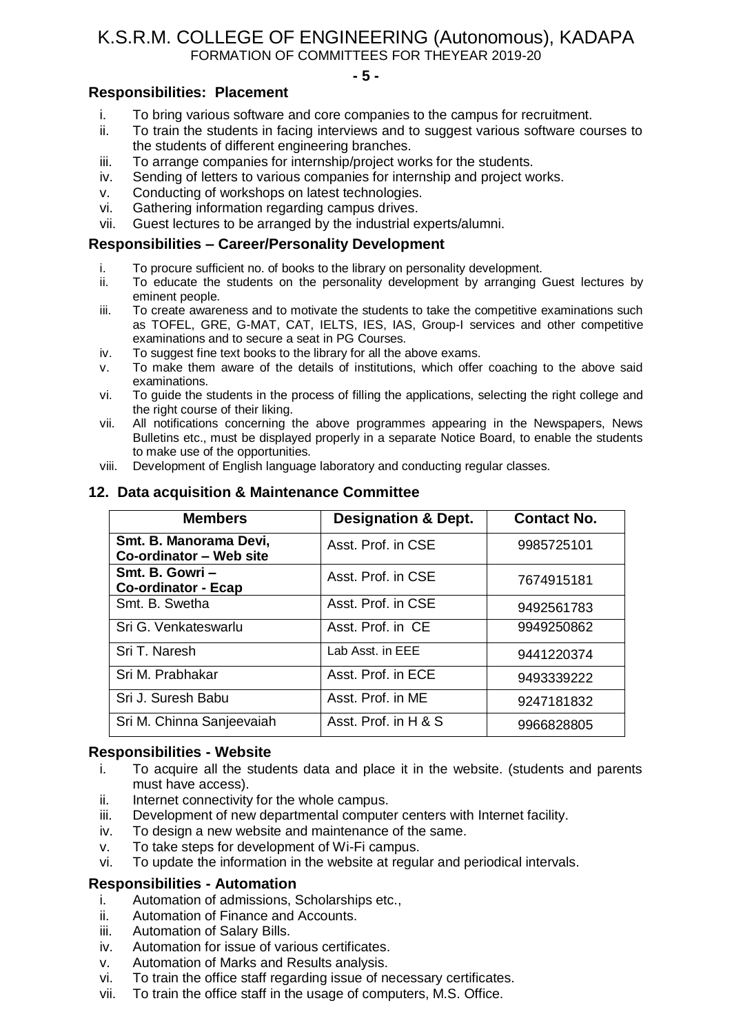### Responsibilities: Placement

- i. To bring various software and core companies to the campus for recruitment.
- ii. To train the students in facing interviews and to suggest various software courses to the students of different engineering branches.
- iii. To arrange companies for internship/project works for the students.
- iv. Sending of letters to various companies for internship and project works.
- v. Conducting of workshops on latest technologies.
- vi. Gathering information regarding campus drives.
- vii. Guest lectures to be arranged by the industrial experts/alumni.

### Responsibilities – Career/Personality Development

- i. To procure sufficient no. of books to the library on personality development.
- ii. To educate the students on the personality development by arranging Guest lectures by eminent people.
- iii. To create awareness and to motivate the students to take the competitive examinations such as TOFEL, GRE, G-MAT, CAT, IELTS, IES, IAS, Group-I services and other competitive examinations and to secure a seat in PG Courses.
- iv. To suggest fine text books to the library for all the above exams.
- v. To make them aware of the details of institutions, which offer coaching to the above said examinations.
- vi. To guide the students in the process of filling the applications, selecting the right college and the right course of their liking.
- vii. All notifications concerning the above programmes appearing in the Newspapers, News Bulletins etc., must be displayed properly in a separate Notice Board, to enable the students to make use of the opportunities.
- viii. Development of English language laboratory and conducting regular classes.

### 12. Data acquisition & Maintenance Committee

| Members | Designation & Dept. | Contact No. |
|---|---|---|
| **Smt. B. Manorama Devi, Co-ordinator – Web site** | Asst. Prof. in CSE | 9985725101 |
| **Smt. B. Gowri – Co-ordinator - Ecap** | Asst. Prof. in CSE | 7674915181 |
| Smt. B. Swetha | Asst. Prof. in CSE | 9492561783 |
| Sri G. Venkateswarlu | Asst. Prof. in CE | 9949250862 |
| Sri T. Naresh | Lab Asst. in EEE | 9441220374 |
| Sri M. Prabhakar | Asst. Prof. in ECE | 9493339222 |
| Sri J. Suresh Babu | Asst. Prof. in ME | 9247181832 |
| Sri M. Chinna Sanjeevaiah | Asst. Prof. in H & S | 9966828805 |

### Responsibilities - Website

- i. To acquire all the students data and place it in the website. (students and parents must have access).
- ii. Internet connectivity for the whole campus.
- iii. Development of new departmental computer centers with Internet facility.
- iv. To design a new website and maintenance of the same.
- v. To take steps for development of Wi-Fi campus.
- vi. To update the information in the website at regular and periodical intervals.

### Responsibilities - Automation

- i. Automation of admissions, Scholarships etc.,
- ii. Automation of Finance and Accounts.
- iii. Automation of Salary Bills.
- iv. Automation for issue of various certificates.
- v. Automation of Marks and Results analysis.
- vi. To train the office staff regarding issue of necessary certificates.
- vii. To train the office staff in the usage of computers, M.S. Office.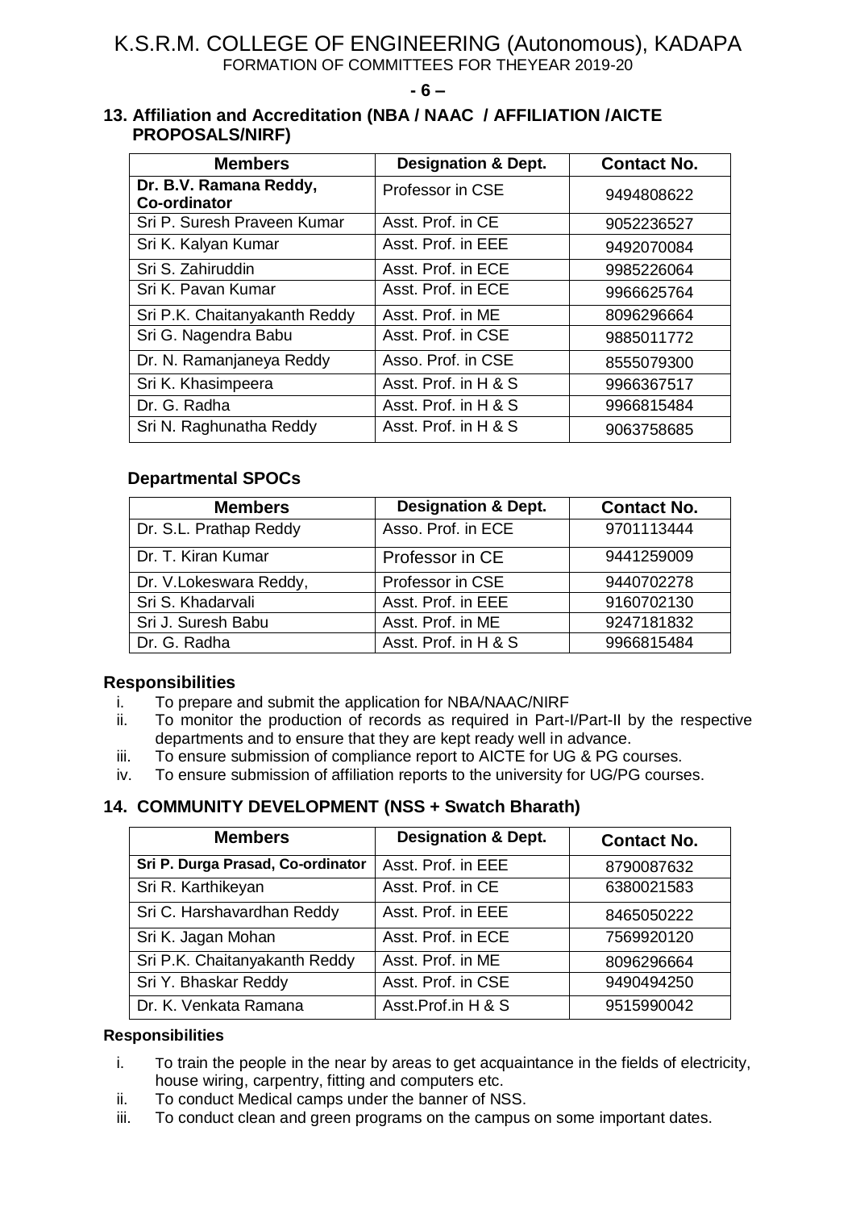## 13. Affiliation and Accreditation (NBA / NAAC / AFFILIATION /AICTE PROPOSALS/NIRF)

| Members | Designation & Dept. | Contact No. |
|---|---|---|
| **Dr. B.V. Ramana Reddy, Co-ordinator** | Professor in CSE | 9494808622 |
| Sri P. Suresh Praveen Kumar | Asst. Prof. in CE | 9052236527 |
| Sri K. Kalyan Kumar | Asst. Prof. in EEE | 9492070084 |
| Sri S. Zahiruddin | Asst. Prof. in ECE | 9985226064 |
| Sri K. Pavan Kumar | Asst. Prof. in ECE | 9966625764 |
| Sri P.K. Chaitanyakanth Reddy | Asst. Prof. in ME | 8096296664 |
| Sri G. Nagendra Babu | Asst. Prof. in CSE | 9885011772 |
| Dr. N. Ramanjaneya Reddy | Asso. Prof. in CSE | 8555079300 |
| Sri K. Khasimpeera | Asst. Prof. in H & S | 9966367517 |
| Dr. G. Radha | Asst. Prof. in H & S | 9966815484 |
| Sri N. Raghunatha Reddy | Asst. Prof. in H & S | 9063758685 |

### Departmental SPOCs

| Members | Designation & Dept. | Contact No. |
|---|---|---|
| Dr. S.L. Prathap Reddy | Asso. Prof. in ECE | 9701113444 |
| Dr. T. Kiran Kumar | Professor in CE | 9441259009 |
| Dr. V.Lokeswara Reddy, | Professor in CSE | 9440702278 |
| Sri S. Khadarvali | Asst. Prof. in EEE | 9160702130 |
| Sri J. Suresh Babu | Asst. Prof. in ME | 9247181832 |
| Dr. G. Radha | Asst. Prof. in H & S | 9966815484 |

### Responsibilities

i. To prepare and submit the application for NBA/NAAC/NIRF
ii. To monitor the production of records as required in Part-I/Part-II by the respective departments and to ensure that they are kept ready well in advance.
iii. To ensure submission of compliance report to AICTE for UG & PG courses.
iv. To ensure submission of affiliation reports to the university for UG/PG courses.

## 14. COMMUNITY DEVELOPMENT (NSS + Swatch Bharath)

| Members | Designation & Dept. | Contact No. |
|---|---|---|
| **Sri P. Durga Prasad, Co-ordinator** | Asst. Prof. in EEE | 8790087632 |
| Sri R. Karthikeyan | Asst. Prof. in CE | 6380021583 |
| Sri C. Harshavardhan Reddy | Asst. Prof. in EEE | 8465050222 |
| Sri K. Jagan Mohan | Asst. Prof. in ECE | 7569920120 |
| Sri P.K. Chaitanyakanth Reddy | Asst. Prof. in ME | 8096296664 |
| Sri Y. Bhaskar Reddy | Asst. Prof. in CSE | 9490494250 |
| Dr. K. Venkata Ramana | Asst.Prof.in H & S | 9515990042 |

**Responsibilities**

i. To train the people in the near by areas to get acquaintance in the fields of electricity, house wiring, carpentry, fitting and computers etc.
ii. To conduct Medical camps under the banner of NSS.
iii. To conduct clean and green programs on the campus on some important dates.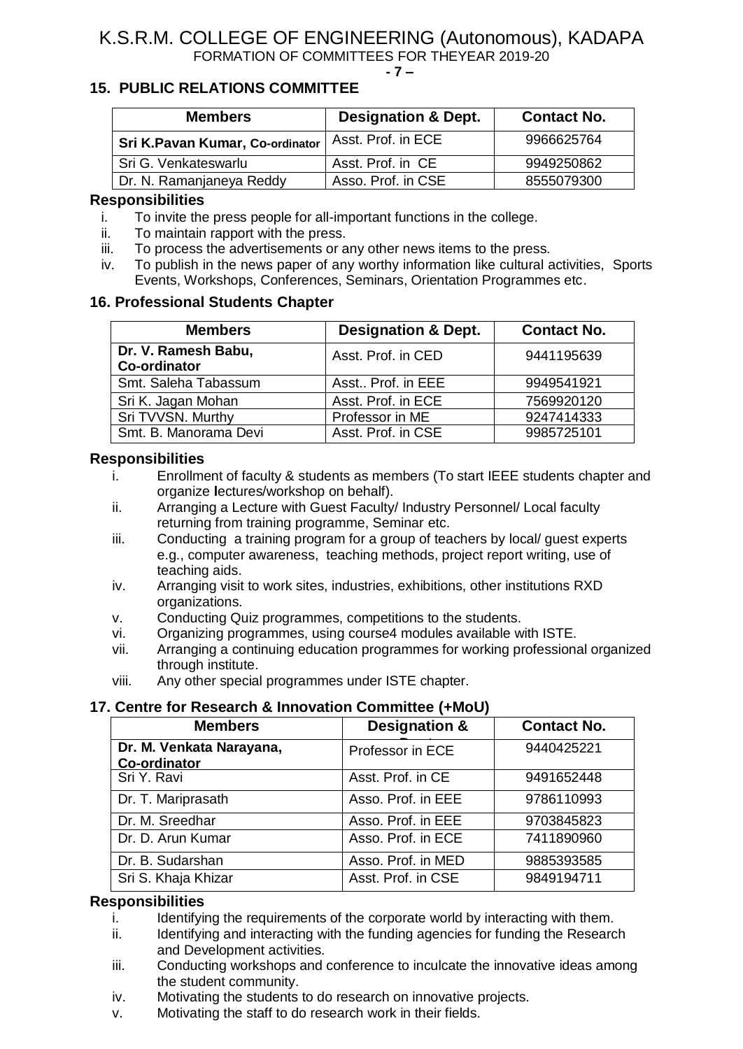## 15. PUBLIC RELATIONS COMMITTEE

| Members | Designation & Dept. | Contact No. |
|---|---|---|
| **Sri K.Pavan Kumar, Co-ordinator** | Asst. Prof. in ECE | 9966625764 |
| Sri G. Venkateswarlu | Asst. Prof. in CE | 9949250862 |
| Dr. N. Ramanjaneya Reddy | Asso. Prof. in CSE | 8555079300 |

**Responsibilities**

- i. To invite the press people for all-important functions in the college.
- ii. To maintain rapport with the press.
- iii. To process the advertisements or any other news items to the press.
- iv. To publish in the news paper of any worthy information like cultural activities, Sports Events, Workshops, Conferences, Seminars, Orientation Programmes etc.

## 16. Professional Students Chapter

| Members | Designation & Dept. | Contact No. |
|---|---|---|
| **Dr. V. Ramesh Babu, Co-ordinator** | Asst. Prof. in CED | 9441195639 |
| Smt. Saleha Tabassum | Asst.. Prof. in EEE | 9949541921 |
| Sri K. Jagan Mohan | Asst. Prof. in ECE | 7569920120 |
| Sri TVVSN. Murthy | Professor in ME | 9247414333 |
| Smt. B. Manorama Devi | Asst. Prof. in CSE | 9985725101 |

**Responsibilities**

- i. Enrollment of faculty & students as members (To start IEEE students chapter and organize lectures/workshop on behalf).
- ii. Arranging a Lecture with Guest Faculty/ Industry Personnel/ Local faculty returning from training programme, Seminar etc.
- iii. Conducting a training program for a group of teachers by local/ guest experts e.g., computer awareness, teaching methods, project report writing, use of teaching aids.
- iv. Arranging visit to work sites, industries, exhibitions, other institutions RXD organizations.
- v. Conducting Quiz programmes, competitions to the students.
- vi. Organizing programmes, using course4 modules available with ISTE.
- vii. Arranging a continuing education programmes for working professional organized through institute.
- viii. Any other special programmes under ISTE chapter.

## 17. Centre for Research & Innovation Committee (+MoU)

| Members | Designation & Dept. | Contact No. |
|---|---|---|
| **Dr. M. Venkata Narayana, Co-ordinator** | Professor in ECE | 9440425221 |
| Sri Y. Ravi | Asst. Prof. in CE | 9491652448 |
| Dr. T. Mariprasath | Asso. Prof. in EEE | 9786110993 |
| Dr. M. Sreedhar | Asso. Prof. in EEE | 9703845823 |
| Dr. D. Arun Kumar | Asso. Prof. in ECE | 7411890960 |
| Dr. B. Sudarshan | Asso. Prof. in MED | 9885393585 |
| Sri S. Khaja Khizar | Asst. Prof. in CSE | 9849194711 |

**Responsibilities**

- i. Identifying the requirements of the corporate world by interacting with them.
- ii. Identifying and interacting with the funding agencies for funding the Research and Development activities.
- iii. Conducting workshops and conference to inculcate the innovative ideas among the student community.
- iv. Motivating the students to do research on innovative projects.
- v. Motivating the staff to do research work in their fields.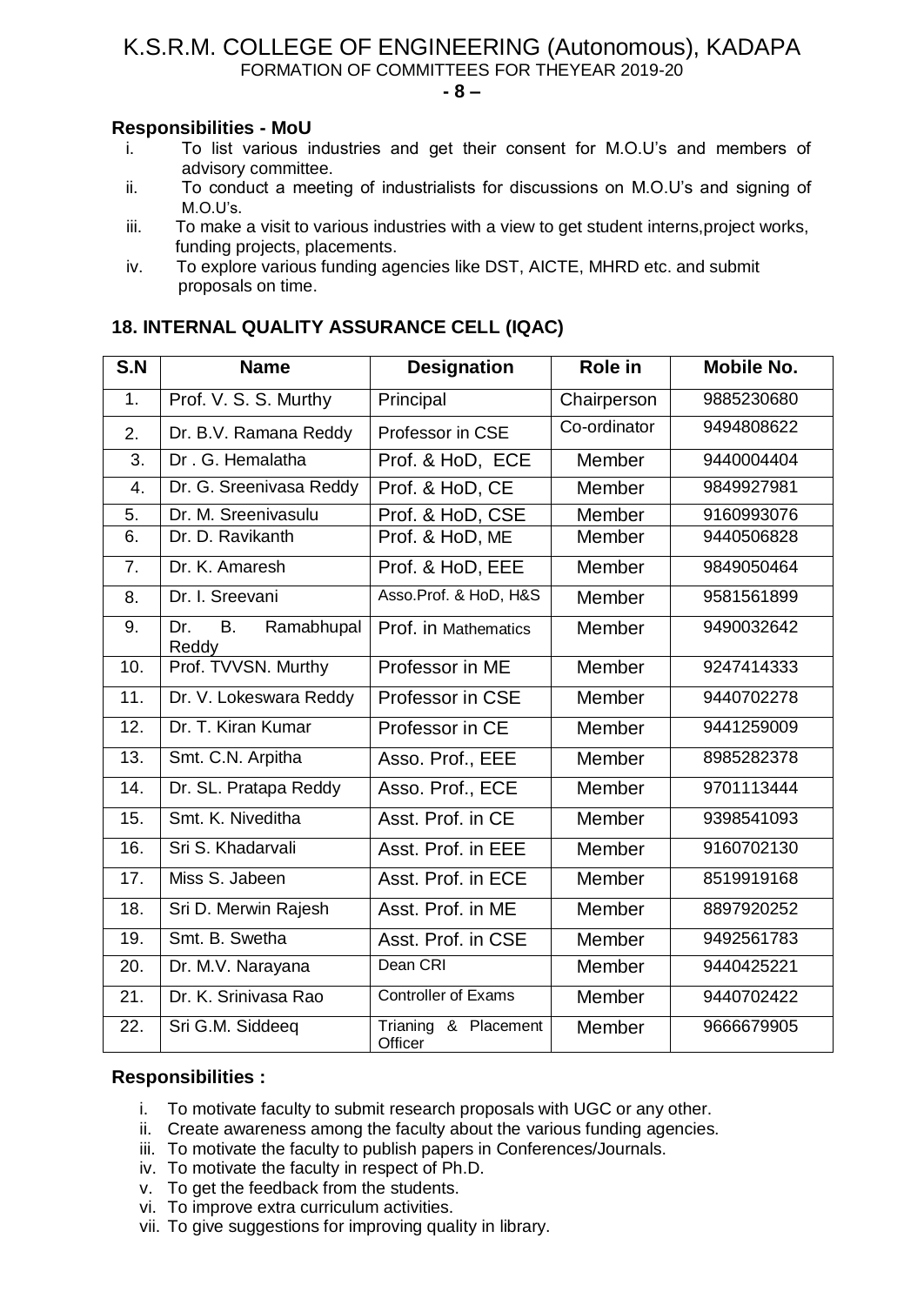### Responsibilities - MoU

i. To list various industries and get their consent for M.O.U's and members of advisory committee.
ii. To conduct a meeting of industrialists for discussions on M.O.U's and signing of M.O.U's.
iii. To make a visit to various industries with a view to get student interns,project works, funding projects, placements.
iv. To explore various funding agencies like DST, AICTE, MHRD etc. and submit proposals on time.

## 18. INTERNAL QUALITY ASSURANCE CELL (IQAC)

| S.N | Name | Designation | Role in | Mobile No. |
|---|---|---|---|---|
| 1. | Prof. V. S. S. Murthy | Principal | Chairperson | 9885230680 |
| 2. | Dr. B.V. Ramana Reddy | Professor in CSE | Co-ordinator | 9494808622 |
| 3. | Dr . G. Hemalatha | Prof. & HoD, ECE | Member | 9440004404 |
| 4. | Dr. G. Sreenivasa Reddy | Prof. & HoD, CE | Member | 9849927981 |
| 5. | Dr. M. Sreenivasulu | Prof. & HoD, CSE | Member | 9160993076 |
| 6. | Dr. D. Ravikanth | Prof. & HoD, ME | Member | 9440506828 |
| 7. | Dr. K. Amaresh | Prof. & HoD, EEE | Member | 9849050464 |
| 8. | Dr. I. Sreevani | Asso.Prof. & HoD, H&S | Member | 9581561899 |
| 9. | Dr. B. Ramabhupal Reddy | Prof. in Mathematics | Member | 9490032642 |
| 10. | Prof. TVVSN. Murthy | Professor in ME | Member | 9247414333 |
| 11. | Dr. V. Lokeswara Reddy | Professor in CSE | Member | 9440702278 |
| 12. | Dr. T. Kiran Kumar | Professor in CE | Member | 9441259009 |
| 13. | Smt. C.N. Arpitha | Asso. Prof., EEE | Member | 8985282378 |
| 14. | Dr. SL. Pratapa Reddy | Asso. Prof., ECE | Member | 9701113444 |
| 15. | Smt. K. Niveditha | Asst. Prof. in CE | Member | 9398541093 |
| 16. | Sri S. Khadarvali | Asst. Prof. in EEE | Member | 9160702130 |
| 17. | Miss S. Jabeen | Asst. Prof. in ECE | Member | 8519919168 |
| 18. | Sri D. Merwin Rajesh | Asst. Prof. in ME | Member | 8897920252 |
| 19. | Smt. B. Swetha | Asst. Prof. in CSE | Member | 9492561783 |
| 20. | Dr. M.V. Narayana | Dean CRI | Member | 9440425221 |
| 21. | Dr. K. Srinivasa Rao | Controller of Exams | Member | 9440702422 |
| 22. | Sri G.M. Siddeeq | Trianing & Placement Officer | Member | 9666679905 |

### Responsibilities :

i. To motivate faculty to submit research proposals with UGC or any other.
ii. Create awareness among the faculty about the various funding agencies.
iii. To motivate the faculty to publish papers in Conferences/Journals.
iv. To motivate the faculty in respect of Ph.D.
v. To get the feedback from the students.
vi. To improve extra curriculum activities.
vii. To give suggestions for improving quality in library.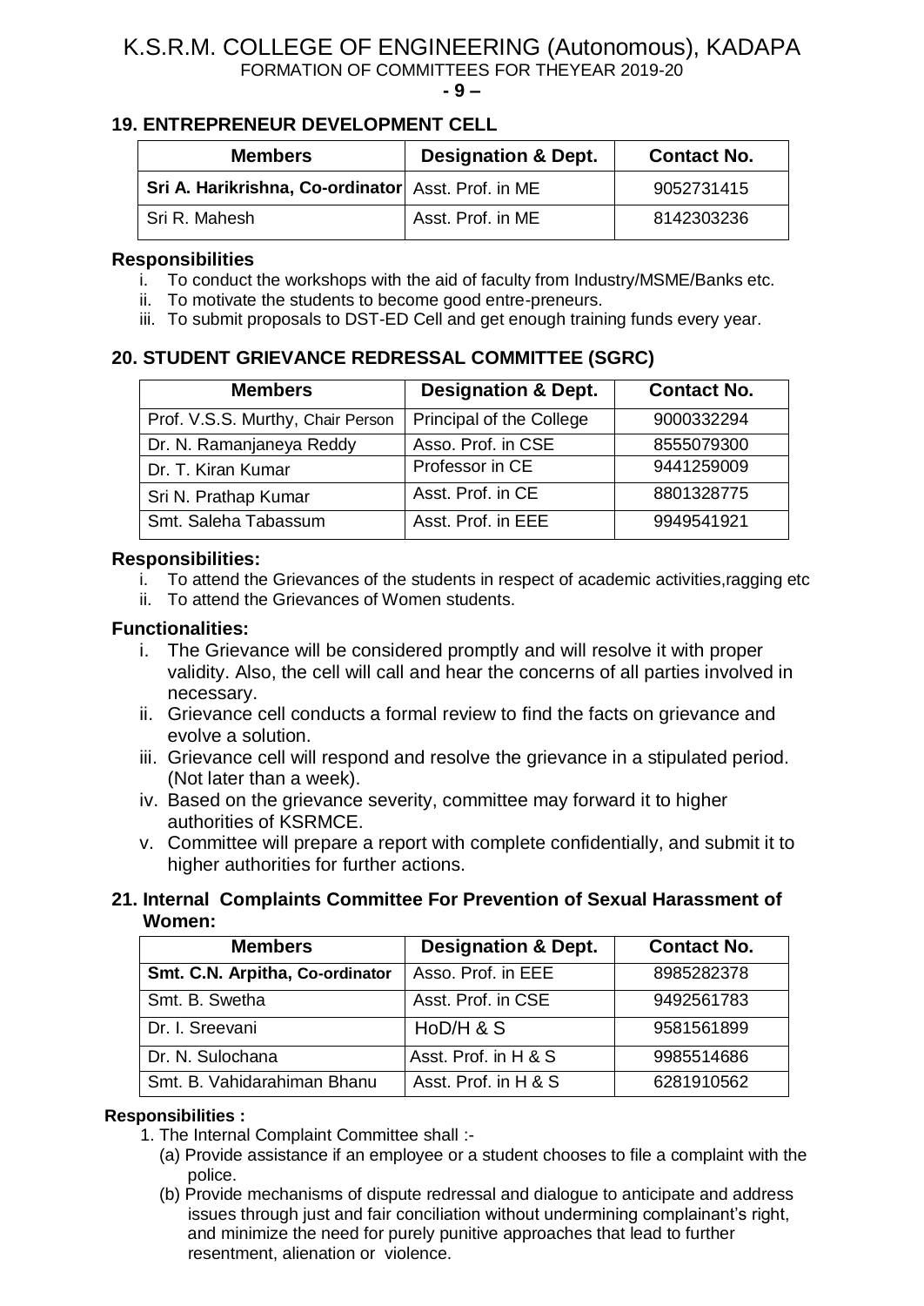# K.S.R.M. COLLEGE OF ENGINEERING (Autonomous), KADAPA

FORMATION OF COMMITTEES FOR THEYEAR 2019-20

**- 9 –**

## 19. ENTREPRENEUR DEVELOPMENT CELL

| Members | Designation & Dept. | Contact No. |
|---|---|---|
| **Sri A. Harikrishna, Co-ordinator** | Asst. Prof. in ME | 9052731415 |
| Sri R. Mahesh | Asst. Prof. in ME | 8142303236 |

**Responsibilities**

i. To conduct the workshops with the aid of faculty from Industry/MSME/Banks etc.
ii. To motivate the students to become good entre-preneurs.
iii. To submit proposals to DST-ED Cell and get enough training funds every year.

## 20. STUDENT GRIEVANCE REDRESSAL COMMITTEE (SGRC)

| Members | Designation & Dept. | Contact No. |
|---|---|---|
| Prof. V.S.S. Murthy, Chair Person | Principal of the College | 9000332294 |
| Dr. N. Ramanjaneya Reddy | Asso. Prof. in CSE | 8555079300 |
| Dr. T. Kiran Kumar | Professor in CE | 9441259009 |
| Sri N. Prathap Kumar | Asst. Prof. in CE | 8801328775 |
| Smt. Saleha Tabassum | Asst. Prof. in EEE | 9949541921 |

**Responsibilities:**

i. To attend the Grievances of the students in respect of academic activities,ragging etc
ii. To attend the Grievances of Women students.

**Functionalities:**

i. The Grievance will be considered promptly and will resolve it with proper validity. Also, the cell will call and hear the concerns of all parties involved in necessary.
ii. Grievance cell conducts a formal review to find the facts on grievance and evolve a solution.
iii. Grievance cell will respond and resolve the grievance in a stipulated period. (Not later than a week).
iv. Based on the grievance severity, committee may forward it to higher authorities of KSRMCE.
v. Committee will prepare a report with complete confidentially, and submit it to higher authorities for further actions.

## 21. Internal Complaints Committee For Prevention of Sexual Harassment of Women:

| Members | Designation & Dept. | Contact No. |
|---|---|---|
| **Smt. C.N. Arpitha, Co-ordinator** | Asso. Prof. in EEE | 8985282378 |
| Smt. B. Swetha | Asst. Prof. in CSE | 9492561783 |
| Dr. I. Sreevani | HoD/H & S | 9581561899 |
| Dr. N. Sulochana | Asst. Prof. in H & S | 9985514686 |
| Smt. B. Vahidarahiman Bhanu | Asst. Prof. in H & S | 6281910562 |

**Responsibilities :**

1. The Internal Complaint Committee shall :-
   (a) Provide assistance if an employee or a student chooses to file a complaint with the police.
   (b) Provide mechanisms of dispute redressal and dialogue to anticipate and address issues through just and fair conciliation without undermining complainant's right, and minimize the need for purely punitive approaches that lead to further resentment, alienation or violence.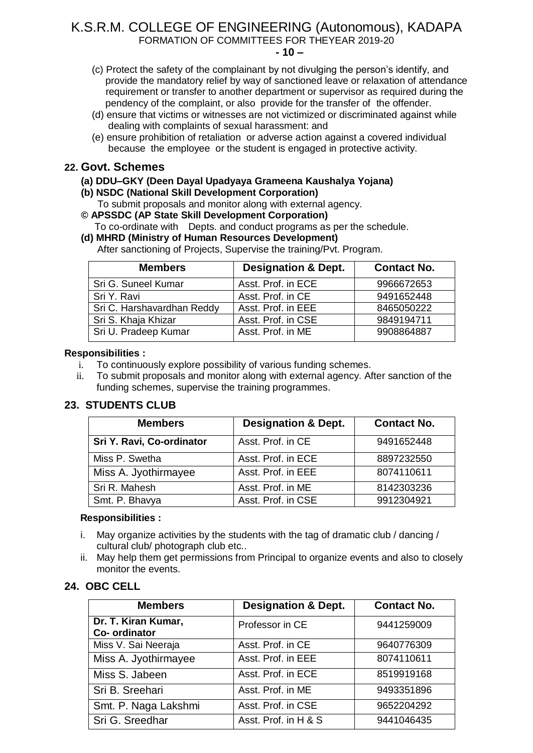(c) Protect the safety of the complainant by not divulging the person's identify, and provide the mandatory relief by way of sanctioned leave or relaxation of attendance requirement or transfer to another department or supervisor as required during the pendency of the complaint, or also provide for the transfer of the offender.

(d) ensure that victims or witnesses are not victimized or discriminated against while dealing with complaints of sexual harassment: and

(e) ensure prohibition of retaliation or adverse action against a covered individual because the employee or the student is engaged in protective activity.

## 22. Govt. Schemes

**(a) DDU–GKY (Deen Dayal Upadyaya Grameena Kaushalya Yojana)**

**(b) NSDC (National Skill Development Corporation)**

To submit proposals and monitor along with external agency.

**© APSSDC (AP State Skill Development Corporation)**

To co-ordinate with Depts. and conduct programs as per the schedule.

**(d) MHRD (Ministry of Human Resources Development)**

After sanctioning of Projects, Supervise the training/Pvt. Program.

| Members | Designation & Dept. | Contact No. |
|---|---|---|
| Sri G. Suneel Kumar | Asst. Prof. in ECE | 9966672653 |
| Sri Y. Ravi | Asst. Prof. in CE | 9491652448 |
| Sri C. Harshavardhan Reddy | Asst. Prof. in EEE | 8465050222 |
| Sri S. Khaja Khizar | Asst. Prof. in CSE | 9849194711 |
| Sri U. Pradeep Kumar | Asst. Prof. in ME | 9908864887 |

**Responsibilities :**

i. To continuously explore possibility of various funding schemes.
ii. To submit proposals and monitor along with external agency. After sanction of the funding schemes, supervise the training programmes.

## 23. STUDENTS CLUB

| Members | Designation & Dept. | Contact No. |
|---|---|---|
| **Sri Y. Ravi, Co-ordinator** | Asst. Prof. in CE | 9491652448 |
| Miss P. Swetha | Asst. Prof. in ECE | 8897232550 |
| Miss A. Jyothirmayee | Asst. Prof. in EEE | 8074110611 |
| Sri R. Mahesh | Asst. Prof. in ME | 8142303236 |
| Smt. P. Bhavya | Asst. Prof. in CSE | 9912304921 |

**Responsibilities :**

i. May organize activities by the students with the tag of dramatic club / dancing / cultural club/ photograph club etc..
ii. May help them get permissions from Principal to organize events and also to closely monitor the events.

## 24. OBC CELL

| Members | Designation & Dept. | Contact No. |
|---|---|---|
| **Dr. T. Kiran Kumar, Co- ordinator** | Professor in CE | 9441259009 |
| Miss V. Sai Neeraja | Asst. Prof. in CE | 9640776309 |
| Miss A. Jyothirmayee | Asst. Prof. in EEE | 8074110611 |
| Miss S. Jabeen | Asst. Prof. in ECE | 8519919168 |
| Sri B. Sreehari | Asst. Prof. in ME | 9493351896 |
| Smt. P. Naga Lakshmi | Asst. Prof. in CSE | 9652204292 |
| Sri G. Sreedhar | Asst. Prof. in H & S | 9441046435 |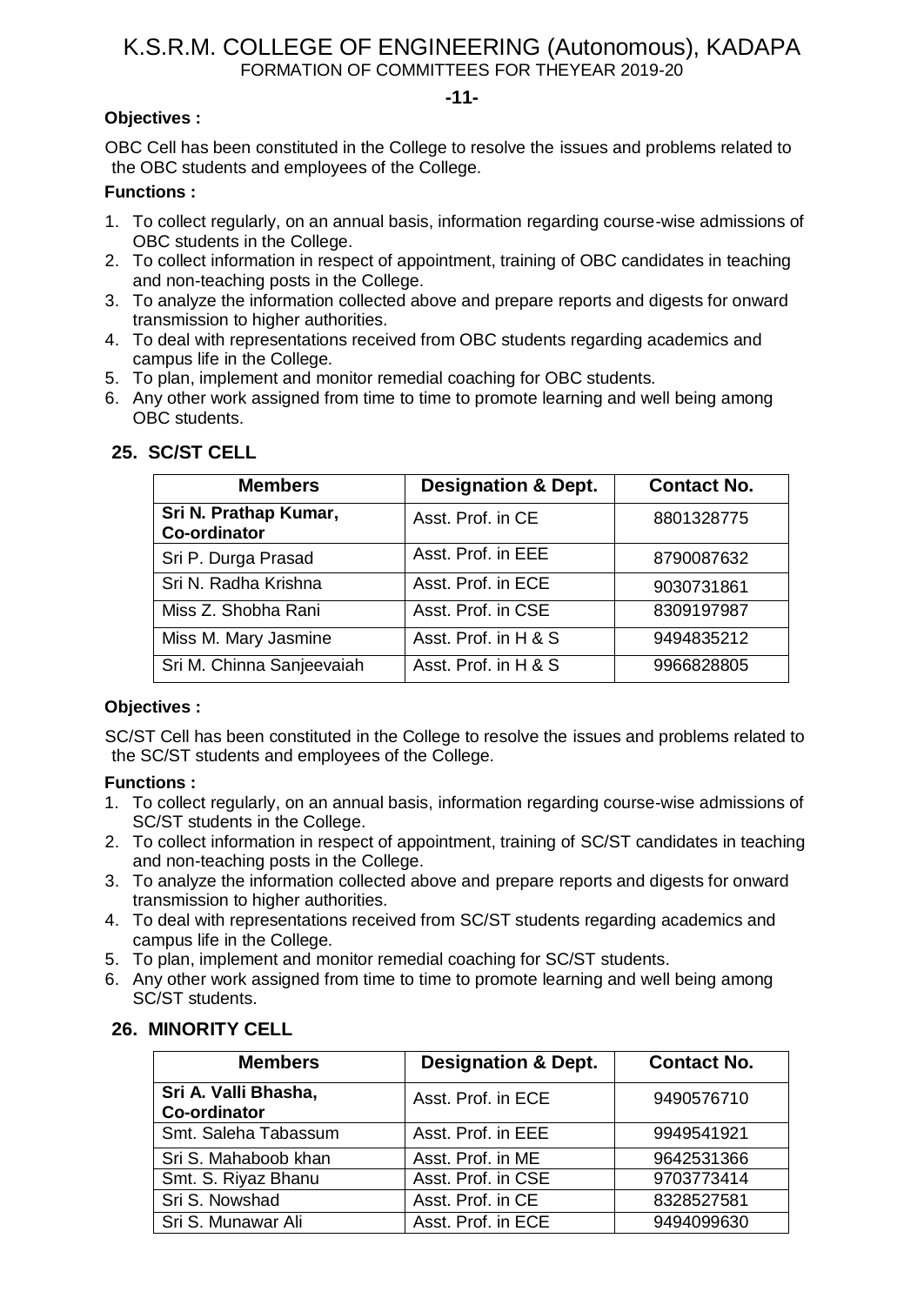**Objectives :**

OBC Cell has been constituted in the College to resolve the issues and problems related to the OBC students and employees of the College.

**Functions :**

1. To collect regularly, on an annual basis, information regarding course-wise admissions of OBC students in the College.
2. To collect information in respect of appointment, training of OBC candidates in teaching and non-teaching posts in the College.
3. To analyze the information collected above and prepare reports and digests for onward transmission to higher authorities.
4. To deal with representations received from OBC students regarding academics and campus life in the College.
5. To plan, implement and monitor remedial coaching for OBC students.
6. Any other work assigned from time to time to promote learning and well being among OBC students.

## 25. SC/ST CELL

| Members | Designation & Dept. | Contact No. |
|---|---|---|
| **Sri N. Prathap Kumar, Co-ordinator** | Asst. Prof. in CE | 8801328775 |
| Sri P. Durga Prasad | Asst. Prof. in EEE | 8790087632 |
| Sri N. Radha Krishna | Asst. Prof. in ECE | 9030731861 |
| Miss Z. Shobha Rani | Asst. Prof. in CSE | 8309197987 |
| Miss M. Mary Jasmine | Asst. Prof. in H & S | 9494835212 |
| Sri M. Chinna Sanjeevaiah | Asst. Prof. in H & S | 9966828805 |

**Objectives :**

SC/ST Cell has been constituted in the College to resolve the issues and problems related to the SC/ST students and employees of the College.

**Functions :**

1. To collect regularly, on an annual basis, information regarding course-wise admissions of SC/ST students in the College.
2. To collect information in respect of appointment, training of SC/ST candidates in teaching and non-teaching posts in the College.
3. To analyze the information collected above and prepare reports and digests for onward transmission to higher authorities.
4. To deal with representations received from SC/ST students regarding academics and campus life in the College.
5. To plan, implement and monitor remedial coaching for SC/ST students.
6. Any other work assigned from time to time to promote learning and well being among SC/ST students.

## 26. MINORITY CELL

| Members | Designation & Dept. | Contact No. |
|---|---|---|
| **Sri A. Valli Bhasha, Co-ordinator** | Asst. Prof. in ECE | 9490576710 |
| Smt. Saleha Tabassum | Asst. Prof. in EEE | 9949541921 |
| Sri S. Mahaboob khan | Asst. Prof. in ME | 9642531366 |
| Smt. S. Riyaz Bhanu | Asst. Prof. in CSE | 9703773414 |
| Sri S. Nowshad | Asst. Prof. in CE | 8328527581 |
| Sri S. Munawar Ali | Asst. Prof. in ECE | 9494099630 |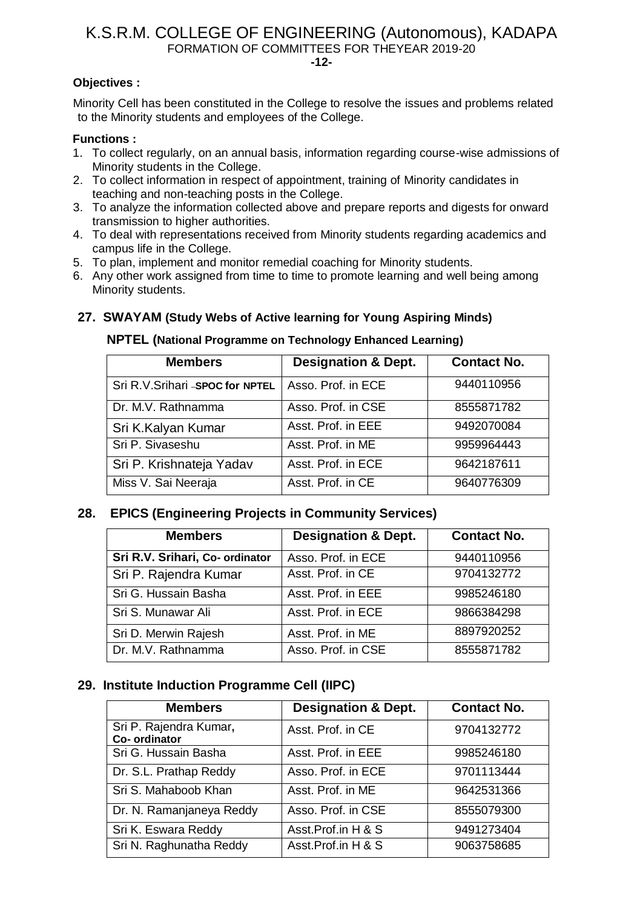**Objectives :**

Minority Cell has been constituted in the College to resolve the issues and problems related to the Minority students and employees of the College.

**Functions :**

1. To collect regularly, on an annual basis, information regarding course-wise admissions of Minority students in the College.
2. To collect information in respect of appointment, training of Minority candidates in teaching and non-teaching posts in the College.
3. To analyze the information collected above and prepare reports and digests for onward transmission to higher authorities.
4. To deal with representations received from Minority students regarding academics and campus life in the College.
5. To plan, implement and monitor remedial coaching for Minority students.
6. Any other work assigned from time to time to promote learning and well being among Minority students.

## 27. SWAYAM (Study Webs of Active learning for Young Aspiring Minds)

### NPTEL (National Programme on Technology Enhanced Learning)

| Members | Designation & Dept. | Contact No. |
|---|---|---|
| Sri R.V.Srihari –**SPOC for NPTEL** | Asso. Prof. in ECE | 9440110956 |
| Dr. M.V. Rathnamma | Asso. Prof. in CSE | 8555871782 |
| Sri K.Kalyan Kumar | Asst. Prof. in EEE | 9492070084 |
| Sri P. Sivaseshu | Asst. Prof. in ME | 9959964443 |
| Sri P. Krishnateja Yadav | Asst. Prof. in ECE | 9642187611 |
| Miss V. Sai Neeraja | Asst. Prof. in CE | 9640776309 |

## 28. EPICS (Engineering Projects in Community Services)

| Members | Designation & Dept. | Contact No. |
|---|---|---|
| **Sri R.V. Srihari, Co- ordinator** | Asso. Prof. in ECE | 9440110956 |
| Sri P. Rajendra Kumar | Asst. Prof. in CE | 9704132772 |
| Sri G. Hussain Basha | Asst. Prof. in EEE | 9985246180 |
| Sri S. Munawar Ali | Asst. Prof. in ECE | 9866384298 |
| Sri D. Merwin Rajesh | Asst. Prof. in ME | 8897920252 |
| Dr. M.V. Rathnamma | Asso. Prof. in CSE | 8555871782 |

## 29. Institute Induction Programme Cell (IIPC)

| Members | Designation & Dept. | Contact No. |
|---|---|---|
| Sri P. Rajendra Kumar, **Co- ordinator** | Asst. Prof. in CE | 9704132772 |
| Sri G. Hussain Basha | Asst. Prof. in EEE | 9985246180 |
| Dr. S.L. Prathap Reddy | Asso. Prof. in ECE | 9701113444 |
| Sri S. Mahaboob Khan | Asst. Prof. in ME | 9642531366 |
| Dr. N. Ramanjaneya Reddy | Asso. Prof. in CSE | 8555079300 |
| Sri K. Eswara Reddy | Asst.Prof.in H & S | 9491273404 |
| Sri N. Raghunatha Reddy | Asst.Prof.in H & S | 9063758685 |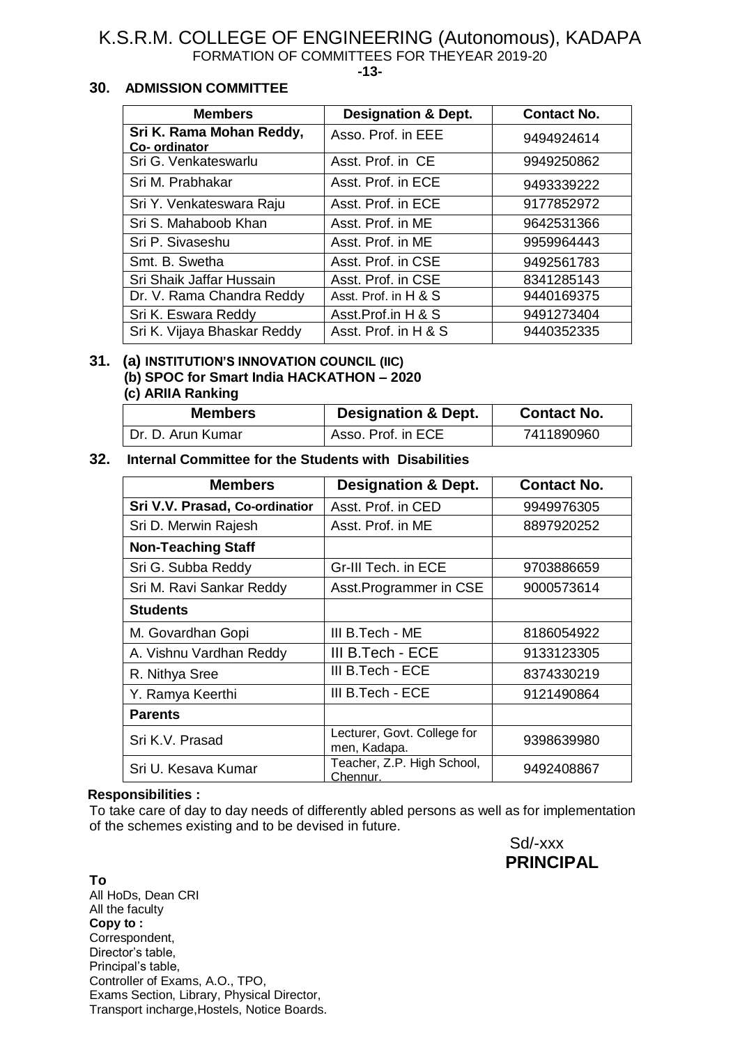# K.S.R.M. COLLEGE OF ENGINEERING (Autonomous), KADAPA

FORMATION OF COMMITTEES FOR THEYEAR 2019-20

## 30. ADMISSION COMMITTEE

| Members | Designation & Dept. | Contact No. |
|---|---|---|
| **Sri K. Rama Mohan Reddy, Co- ordinator** | Asso. Prof. in EEE | 9494924614 |
| Sri G. Venkateswarlu | Asst. Prof. in CE | 9949250862 |
| Sri M. Prabhakar | Asst. Prof. in ECE | 9493339222 |
| Sri Y. Venkateswara Raju | Asst. Prof. in ECE | 9177852972 |
| Sri S. Mahaboob Khan | Asst. Prof. in ME | 9642531366 |
| Sri P. Sivaseshu | Asst. Prof. in ME | 9959964443 |
| Smt. B. Swetha | Asst. Prof. in CSE | 9492561783 |
| Sri Shaik Jaffar Hussain | Asst. Prof. in CSE | 8341285143 |
| Dr. V. Rama Chandra Reddy | Asst. Prof. in H & S | 9440169375 |
| Sri K. Eswara Reddy | Asst.Prof.in H & S | 9491273404 |
| Sri K. Vijaya Bhaskar Reddy | Asst. Prof. in H & S | 9440352335 |

## 31. (a) INSTITUTION'S INNOVATION COUNCIL (IIC)

**(b) SPOC for Smart India HACKATHON – 2020**

**(c) ARIIA Ranking**

| Members | Designation & Dept. | Contact No. |
|---|---|---|
| Dr. D. Arun Kumar | Asso. Prof. in ECE | 7411890960 |

## 32. Internal Committee for the Students with Disabilities

| Members | Designation & Dept. | Contact No. |
|---|---|---|
| **Sri V.V. Prasad, Co-ordinator** | Asst. Prof. in CED | 9949976305 |
| Sri D. Merwin Rajesh | Asst. Prof. in ME | 8897920252 |
| **Non-Teaching Staff** | | |
| Sri G. Subba Reddy | Gr-III Tech. in ECE | 9703886659 |
| Sri M. Ravi Sankar Reddy | Asst.Programmer in CSE | 9000573614 |
| **Students** | | |
| M. Govardhan Gopi | III B.Tech - ME | 8186054922 |
| A. Vishnu Vardhan Reddy | III B.Tech - ECE | 9133123305 |
| R. Nithya Sree | III B.Tech - ECE | 8374330219 |
| Y. Ramya Keerthi | III B.Tech - ECE | 9121490864 |
| **Parents** | | |
| Sri K.V. Prasad | Lecturer, Govt. College for men, Kadapa. | 9398639980 |
| Sri U. Kesava Kumar | Teacher, Z.P. High School, Chennur. | 9492408867 |

**Responsibilities :**

To take care of day to day needs of differently abled persons as well as for implementation of the schemes existing and to be devised in future.

Sd/-xxx

**PRINCIPAL**

**To**

All HoDs, Dean CRI
All the faculty

**Copy to :**

Correspondent,
Director's table,
Principal's table,
Controller of Exams, A.O., TPO,
Exams Section, Library, Physical Director,
Transport incharge,Hostels, Notice Boards.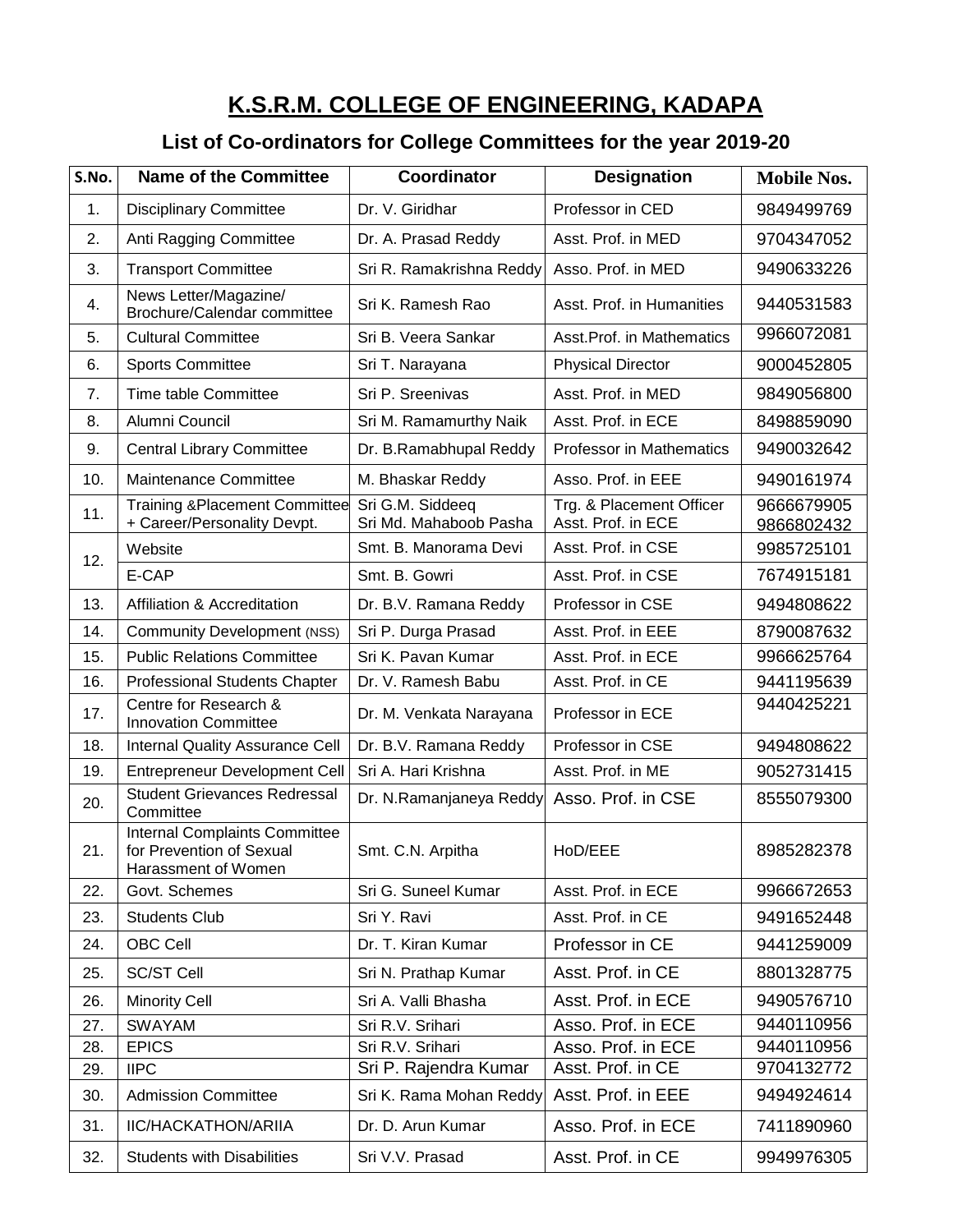# K.S.R.M. COLLEGE OF ENGINEERING, KADAPA

## List of Co-ordinators for College Committees for the year 2019-20

| S.No. | Name of the Committee | Coordinator | Designation | Mobile Nos. |
|---|---|---|---|---|
| 1. | Disciplinary Committee | Dr. V. Giridhar | Professor in CED | 9849499769 |
| 2. | Anti Ragging Committee | Dr. A. Prasad Reddy | Asst. Prof. in MED | 9704347052 |
| 3. | Transport Committee | Sri R. Ramakrishna Reddy | Asso. Prof. in MED | 9490633226 |
| 4. | News Letter/Magazine/ Brochure/Calendar committee | Sri K. Ramesh Rao | Asst. Prof. in Humanities | 9440531583 |
| 5. | Cultural Committee | Sri B. Veera Sankar | Asst.Prof. in Mathematics | 9966072081 |
| 6. | Sports Committee | Sri T. Narayana | Physical Director | 9000452805 |
| 7. | Time table Committee | Sri P. Sreenivas | Asst. Prof. in MED | 9849056800 |
| 8. | Alumni Council | Sri M. Ramamurthy Naik | Asst. Prof. in ECE | 8498859090 |
| 9. | Central Library Committee | Dr. B.Ramabhupal Reddy | Professor in Mathematics | 9490032642 |
| 10. | Maintenance Committee | M. Bhaskar Reddy | Asso. Prof. in EEE | 9490161974 |
| 11. | Training &Placement Committee + Career/Personality Devpt. | Sri G.M. Siddeeq<br>Sri Md. Mahaboob Pasha | Trg. & Placement Officer<br>Asst. Prof. in ECE | 9666679905<br>9866802432 |
| 12. | Website | Smt. B. Manorama Devi | Asst. Prof. in CSE | 9985725101 |
| | E-CAP | Smt. B. Gowri | Asst. Prof. in CSE | 7674915181 |
| 13. | Affiliation & Accreditation | Dr. B.V. Ramana Reddy | Professor in CSE | 9494808622 |
| 14. | Community Development (NSS) | Sri P. Durga Prasad | Asst. Prof. in EEE | 8790087632 |
| 15. | Public Relations Committee | Sri K. Pavan Kumar | Asst. Prof. in ECE | 9966625764 |
| 16. | Professional Students Chapter | Dr. V. Ramesh Babu | Asst. Prof. in CE | 9441195639 |
| 17. | Centre for Research & Innovation Committee | Dr. M. Venkata Narayana | Professor in ECE | 9440425221 |
| 18. | Internal Quality Assurance Cell | Dr. B.V. Ramana Reddy | Professor in CSE | 9494808622 |
| 19. | Entrepreneur Development Cell | Sri A. Hari Krishna | Asst. Prof. in ME | 9052731415 |
| 20. | Student Grievances Redressal Committee | Dr. N.Ramanjaneya Reddy | Asso. Prof. in CSE | 8555079300 |
| 21. | Internal Complaints Committee for Prevention of Sexual Harassment of Women | Smt. C.N. Arpitha | HoD/EEE | 8985282378 |
| 22. | Govt. Schemes | Sri G. Suneel Kumar | Asst. Prof. in ECE | 9966672653 |
| 23. | Students Club | Sri Y. Ravi | Asst. Prof. in CE | 9491652448 |
| 24. | OBC Cell | Dr. T. Kiran Kumar | Professor in CE | 9441259009 |
| 25. | SC/ST Cell | Sri N. Prathap Kumar | Asst. Prof. in CE | 8801328775 |
| 26. | Minority Cell | Sri A. Valli Bhasha | Asst. Prof. in ECE | 9490576710 |
| 27. | SWAYAM | Sri R.V. Srihari | Asso. Prof. in ECE | 9440110956 |
| 28. | EPICS | Sri R.V. Srihari | Asso. Prof. in ECE | 9440110956 |
| 29. | IIPC | Sri P. Rajendra Kumar | Asst. Prof. in CE | 9704132772 |
| 30. | Admission Committee | Sri K. Rama Mohan Reddy | Asst. Prof. in EEE | 9494924614 |
| 31. | IIC/HACKATHON/ARIIA | Dr. D. Arun Kumar | Asso. Prof. in ECE | 7411890960 |
| 32. | Students with Disabilities | Sri V.V. Prasad | Asst. Prof. in CE | 9949976305 |